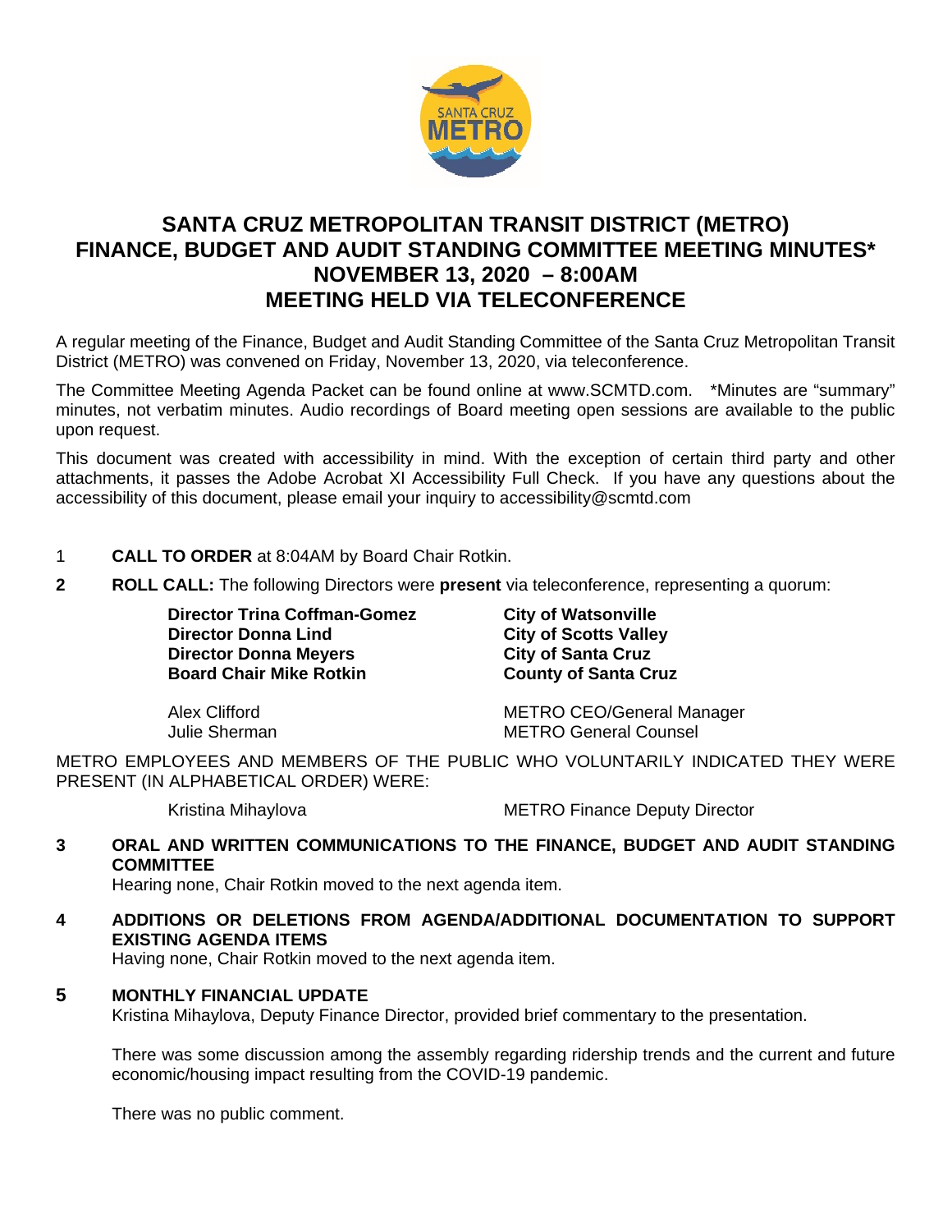# SANTA CRUZ METROPOLITAN TRANSIT DISTRICT (METRO) FINANCE, BUDGET AND AUDIT STANDING COMMITTEE MEETING MINUTES* NOVEMBER 13, 2020 – 8:00AM MEETING HELD VIA TELECONFERENCE

A regular meeting of the Finance, Budget and Audit Standing Committee of the Santa Cruz Metropolitan Transit District (METRO) was convened on Friday, November 13, 2020, via teleconference.

The Committee Meeting Agenda Packet can be found online at www.SCMTD.com. *Minutes are "summary" minutes, not verbatim minutes. Audio recordings of Board meeting open sessions are available to the public upon request.

This document was created with accessibility in mind. With the exception of certain third party and other attachments, it passes the Adobe Acrobat XI Accessibility Full Check. If you have any questions about the accessibility of this document, please email your inquiry to accessibility@scmtd.com

1 **CALL TO ORDER** at 8:04AM by Board Chair Rotkin.

**2 ROLL CALL:** The following Directors were **present** via teleconference, representing a quorum:

| | |
|---|---|
| **Director Trina Coffman-Gomez** | **City of Watsonville** |
| **Director Donna Lind** | **City of Scotts Valley** |
| **Director Donna Meyers** | **City of Santa Cruz** |
| **Board Chair Mike Rotkin** | **County of Santa Cruz** |
| Alex Clifford | METRO CEO/General Manager |
| Julie Sherman | METRO General Counsel |

METRO EMPLOYEES AND MEMBERS OF THE PUBLIC WHO VOLUNTARILY INDICATED THEY WERE PRESENT (IN ALPHABETICAL ORDER) WERE:

| | |
|---|---|
| Kristina Mihaylova | METRO Finance Deputy Director |

**3 ORAL AND WRITTEN COMMUNICATIONS TO THE FINANCE, BUDGET AND AUDIT STANDING COMMITTEE**

Hearing none, Chair Rotkin moved to the next agenda item.

**4 ADDITIONS OR DELETIONS FROM AGENDA/ADDITIONAL DOCUMENTATION TO SUPPORT EXISTING AGENDA ITEMS**

Having none, Chair Rotkin moved to the next agenda item.

**5 MONTHLY FINANCIAL UPDATE**

Kristina Mihaylova, Deputy Finance Director, provided brief commentary to the presentation.

There was some discussion among the assembly regarding ridership trends and the current and future economic/housing impact resulting from the COVID-19 pandemic.

There was no public comment.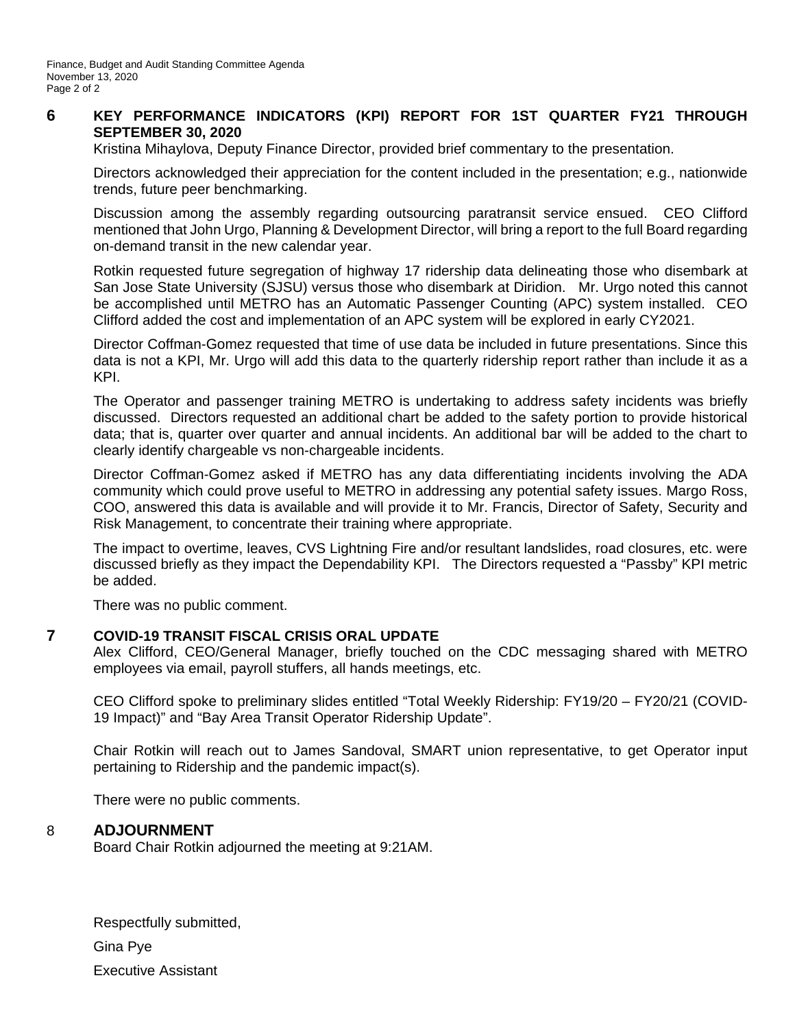## 6 KEY PERFORMANCE INDICATORS (KPI) REPORT FOR 1ST QUARTER FY21 THROUGH SEPTEMBER 30, 2020

Kristina Mihaylova, Deputy Finance Director, provided brief commentary to the presentation.

Directors acknowledged their appreciation for the content included in the presentation; e.g., nationwide trends, future peer benchmarking.

Discussion among the assembly regarding outsourcing paratransit service ensued. CEO Clifford mentioned that John Urgo, Planning & Development Director, will bring a report to the full Board regarding on-demand transit in the new calendar year.

Rotkin requested future segregation of highway 17 ridership data delineating those who disembark at San Jose State University (SJSU) versus those who disembark at Diridion. Mr. Urgo noted this cannot be accomplished until METRO has an Automatic Passenger Counting (APC) system installed. CEO Clifford added the cost and implementation of an APC system will be explored in early CY2021.

Director Coffman-Gomez requested that time of use data be included in future presentations. Since this data is not a KPI, Mr. Urgo will add this data to the quarterly ridership report rather than include it as a KPI.

The Operator and passenger training METRO is undertaking to address safety incidents was briefly discussed. Directors requested an additional chart be added to the safety portion to provide historical data; that is, quarter over quarter and annual incidents. An additional bar will be added to the chart to clearly identify chargeable vs non-chargeable incidents.

Director Coffman-Gomez asked if METRO has any data differentiating incidents involving the ADA community which could prove useful to METRO in addressing any potential safety issues. Margo Ross, COO, answered this data is available and will provide it to Mr. Francis, Director of Safety, Security and Risk Management, to concentrate their training where appropriate.

The impact to overtime, leaves, CVS Lightning Fire and/or resultant landslides, road closures, etc. were discussed briefly as they impact the Dependability KPI. The Directors requested a "Passby" KPI metric be added.

There was no public comment.

## 7 COVID-19 TRANSIT FISCAL CRISIS ORAL UPDATE

Alex Clifford, CEO/General Manager, briefly touched on the CDC messaging shared with METRO employees via email, payroll stuffers, all hands meetings, etc.

CEO Clifford spoke to preliminary slides entitled "Total Weekly Ridership: FY19/20 – FY20/21 (COVID-19 Impact)" and "Bay Area Transit Operator Ridership Update".

Chair Rotkin will reach out to James Sandoval, SMART union representative, to get Operator input pertaining to Ridership and the pandemic impact(s).

There were no public comments.

## 8 ADJOURNMENT

Board Chair Rotkin adjourned the meeting at 9:21AM.

Respectfully submitted,

Gina Pye

Executive Assistant